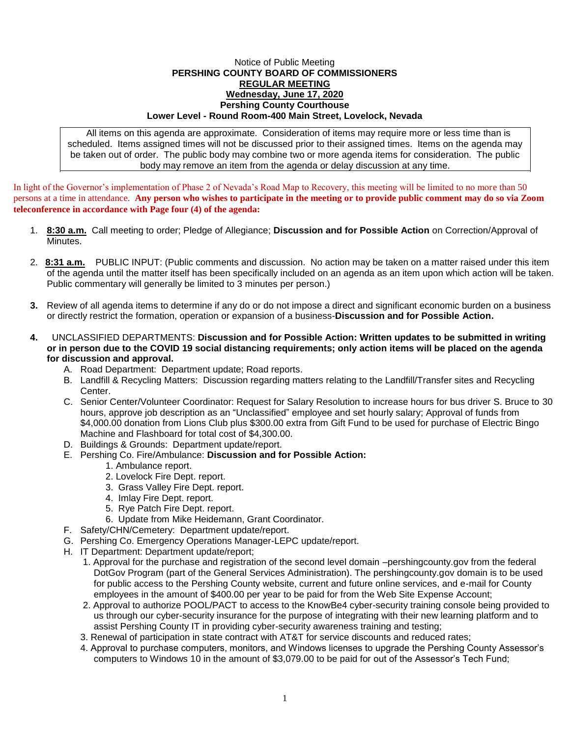Notice of Public Meeting

**PERSHING COUNTY BOARD OF COMMISSIONERS**

**REGULAR MEETING**

**Wednesday, June 17, 2020**

**Pershing County Courthouse**

**Lower Level - Round Room-400 Main Street, Lovelock, Nevada**

All items on this agenda are approximate. Consideration of items may require more or less time than is scheduled. Items assigned times will not be discussed prior to their assigned times. Items on the agenda may be taken out of order. The public body may combine two or more agenda items for consideration. The public body may remove an item from the agenda or delay discussion at any time.

In light of the Governor's implementation of Phase 2 of Nevada's Road Map to Recovery, this meeting will be limited to no more than 50 persons at a time in attendance. **Any person who wishes to participate in the meeting or to provide public comment may do so via Zoom teleconference in accordance with Page four (4) of the agenda:**

1. **8:30 a.m.** Call meeting to order; Pledge of Allegiance; **Discussion and for Possible Action** on Correction/Approval of Minutes.

2. **8:31 a.m.** PUBLIC INPUT: (Public comments and discussion. No action may be taken on a matter raised under this item of the agenda until the matter itself has been specifically included on an agenda as an item upon which action will be taken. Public commentary will generally be limited to 3 minutes per person.)

3. Review of all agenda items to determine if any do or do not impose a direct and significant economic burden on a business or directly restrict the formation, operation or expansion of a business-**Discussion and for Possible Action.**

4. UNCLASSIFIED DEPARTMENTS: **Discussion and for Possible Action: Written updates to be submitted in writing or in person due to the COVID 19 social distancing requirements; only action items will be placed on the agenda for discussion and approval.**
   A. Road Department: Department update; Road reports.
   B. Landfill & Recycling Matters: Discussion regarding matters relating to the Landfill/Transfer sites and Recycling Center.
   C. Senior Center/Volunteer Coordinator: Request for Salary Resolution to increase hours for bus driver S. Bruce to 30 hours, approve job description as an "Unclassified" employee and set hourly salary; Approval of funds from $4,000.00 donation from Lions Club plus $300.00 extra from Gift Fund to be used for purchase of Electric Bingo Machine and Flashboard for total cost of $4,300.00.
   D. Buildings & Grounds: Department update/report.
   E. Pershing Co. Fire/Ambulance: **Discussion and for Possible Action:**
      1. Ambulance report.
      2. Lovelock Fire Dept. report.
      3. Grass Valley Fire Dept. report.
      4. Imlay Fire Dept. report.
      5. Rye Patch Fire Dept. report.
      6. Update from Mike Heidemann, Grant Coordinator.
   F. Safety/CHN/Cemetery: Department update/report.
   G. Pershing Co. Emergency Operations Manager-LEPC update/report.
   H. IT Department: Department update/report;
      1. Approval for the purchase and registration of the second level domain –pershingcounty.gov from the federal DotGov Program (part of the General Services Administration). The pershingcounty.gov domain is to be used for public access to the Pershing County website, current and future online services, and e-mail for County employees in the amount of $400.00 per year to be paid for from the Web Site Expense Account;
      2. Approval to authorize POOL/PACT to access to the KnowBe4 cyber-security training console being provided to us through our cyber-security insurance for the purpose of integrating with their new learning platform and to assist Pershing County IT in providing cyber-security awareness training and testing;
      3. Renewal of participation in state contract with AT&T for service discounts and reduced rates;
      4. Approval to purchase computers, monitors, and Windows licenses to upgrade the Pershing County Assessor's computers to Windows 10 in the amount of $3,079.00 to be paid for out of the Assessor's Tech Fund;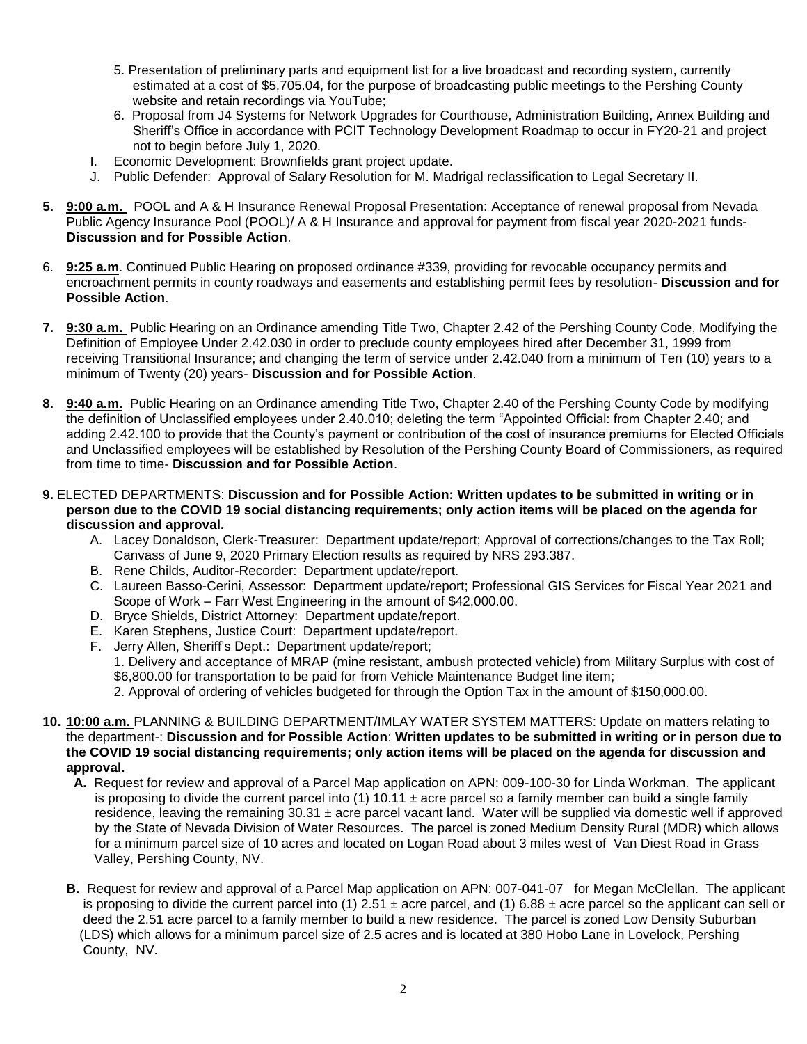5. Presentation of preliminary parts and equipment list for a live broadcast and recording system, currently estimated at a cost of $5,705.04, for the purpose of broadcasting public meetings to the Pershing County website and retain recordings via YouTube;
6. Proposal from J4 Systems for Network Upgrades for Courthouse, Administration Building, Annex Building and Sheriff's Office in accordance with PCIT Technology Development Roadmap to occur in FY20-21 and project not to begin before July 1, 2020.

I. Economic Development: Brownfields grant project update.

J. Public Defender: Approval of Salary Resolution for M. Madrigal reclassification to Legal Secretary II.

**5.** **9:00 a.m.** POOL and A & H Insurance Renewal Proposal Presentation: Acceptance of renewal proposal from Nevada Public Agency Insurance Pool (POOL)/ A & H Insurance and approval for payment from fiscal year 2020-2021 funds- **Discussion and for Possible Action**.

6. **9:25 a.m**. Continued Public Hearing on proposed ordinance #339, providing for revocable occupancy permits and encroachment permits in county roadways and easements and establishing permit fees by resolution- **Discussion and for Possible Action**.

**7.** **9:30 a.m.** Public Hearing on an Ordinance amending Title Two, Chapter 2.42 of the Pershing County Code, Modifying the Definition of Employee Under 2.42.030 in order to preclude county employees hired after December 31, 1999 from receiving Transitional Insurance; and changing the term of service under 2.42.040 from a minimum of Ten (10) years to a minimum of Twenty (20) years- **Discussion and for Possible Action**.

**8.** **9:40 a.m.** Public Hearing on an Ordinance amending Title Two, Chapter 2.40 of the Pershing County Code by modifying the definition of Unclassified employees under 2.40.010; deleting the term "Appointed Official: from Chapter 2.40; and adding 2.42.100 to provide that the County's payment or contribution of the cost of insurance premiums for Elected Officials and Unclassified employees will be established by Resolution of the Pershing County Board of Commissioners, as required from time to time- **Discussion and for Possible Action**.

**9.** ELECTED DEPARTMENTS: **Discussion and for Possible Action: Written updates to be submitted in writing or in person due to the COVID 19 social distancing requirements; only action items will be placed on the agenda for discussion and approval.**

A. Lacey Donaldson, Clerk-Treasurer: Department update/report; Approval of corrections/changes to the Tax Roll; Canvass of June 9, 2020 Primary Election results as required by NRS 293.387.

B. Rene Childs, Auditor-Recorder: Department update/report.

C. Laureen Basso-Cerini, Assessor: Department update/report; Professional GIS Services for Fiscal Year 2021 and Scope of Work – Farr West Engineering in the amount of $42,000.00.

D. Bryce Shields, District Attorney: Department update/report.

E. Karen Stephens, Justice Court: Department update/report.

F. Jerry Allen, Sheriff's Dept.: Department update/report;
1. Delivery and acceptance of MRAP (mine resistant, ambush protected vehicle) from Military Surplus with cost of $6,800.00 for transportation to be paid for from Vehicle Maintenance Budget line item;
2. Approval of ordering of vehicles budgeted for through the Option Tax in the amount of $150,000.00.

**10.** **10:00 a.m.** PLANNING & BUILDING DEPARTMENT/IMLAY WATER SYSTEM MATTERS: Update on matters relating to the department-: **Discussion and for Possible Action**: **Written updates to be submitted in writing or in person due to the COVID 19 social distancing requirements; only action items will be placed on the agenda for discussion and approval.**

**A.** Request for review and approval of a Parcel Map application on APN: 009-100-30 for Linda Workman. The applicant is proposing to divide the current parcel into (1) 10.11 ± acre parcel so a family member can build a single family residence, leaving the remaining 30.31 ± acre parcel vacant land. Water will be supplied via domestic well if approved by the State of Nevada Division of Water Resources. The parcel is zoned Medium Density Rural (MDR) which allows for a minimum parcel size of 10 acres and located on Logan Road about 3 miles west of Van Diest Road in Grass Valley, Pershing County, NV.

**B.** Request for review and approval of a Parcel Map application on APN: 007-041-07 for Megan McClellan. The applicant is proposing to divide the current parcel into (1) 2.51 ± acre parcel, and (1) 6.88 ± acre parcel so the applicant can sell or deed the 2.51 acre parcel to a family member to build a new residence. The parcel is zoned Low Density Suburban (LDS) which allows for a minimum parcel size of 2.5 acres and is located at 380 Hobo Lane in Lovelock, Pershing County, NV.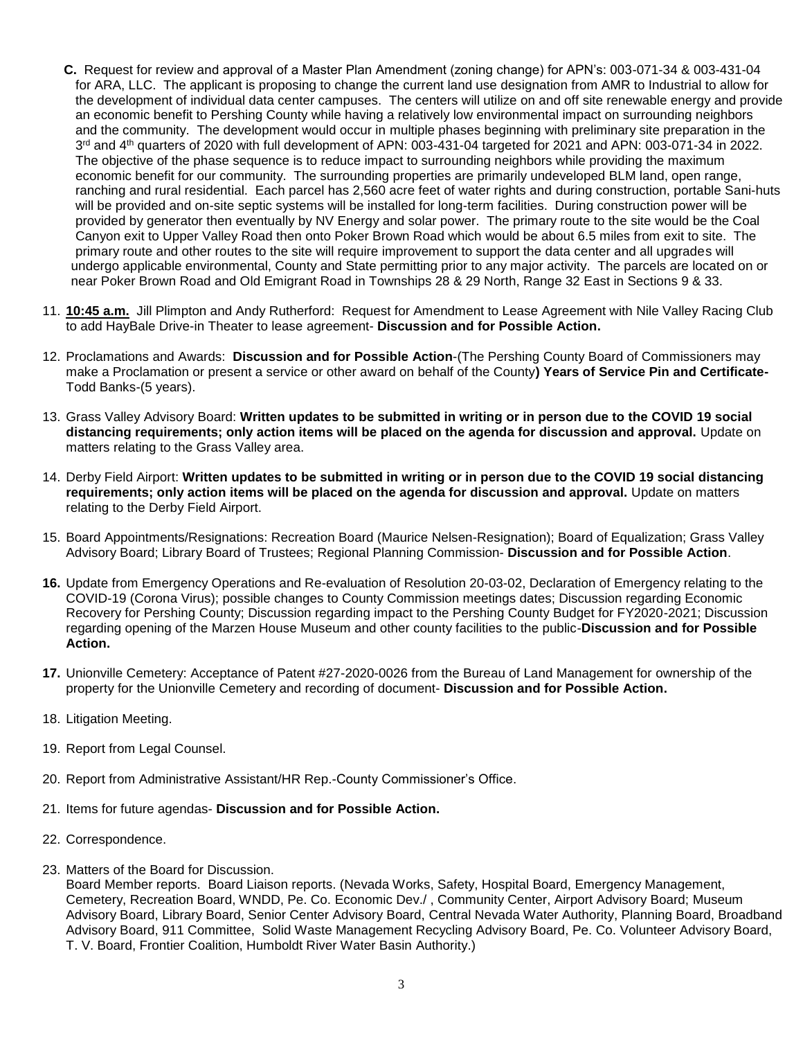**C.** Request for review and approval of a Master Plan Amendment (zoning change) for APN's: 003-071-34 & 003-431-04 for ARA, LLC. The applicant is proposing to change the current land use designation from AMR to Industrial to allow for the development of individual data center campuses. The centers will utilize on and off site renewable energy and provide an economic benefit to Pershing County while having a relatively low environmental impact on surrounding neighbors and the community. The development would occur in multiple phases beginning with preliminary site preparation in the 3rd and 4th quarters of 2020 with full development of APN: 003-431-04 targeted for 2021 and APN: 003-071-34 in 2022. The objective of the phase sequence is to reduce impact to surrounding neighbors while providing the maximum economic benefit for our community. The surrounding properties are primarily undeveloped BLM land, open range, ranching and rural residential. Each parcel has 2,560 acre feet of water rights and during construction, portable Sani-huts will be provided and on-site septic systems will be installed for long-term facilities. During construction power will be provided by generator then eventually by NV Energy and solar power. The primary route to the site would be the Coal Canyon exit to Upper Valley Road then onto Poker Brown Road which would be about 6.5 miles from exit to site. The primary route and other routes to the site will require improvement to support the data center and all upgrades will undergo applicable environmental, County and State permitting prior to any major activity. The parcels are located on or near Poker Brown Road and Old Emigrant Road in Townships 28 & 29 North, Range 32 East in Sections 9 & 33.

11. **10:45 a.m.** Jill Plimpton and Andy Rutherford: Request for Amendment to Lease Agreement with Nile Valley Racing Club to add HayBale Drive-in Theater to lease agreement- **Discussion and for Possible Action.**

12. Proclamations and Awards: **Discussion and for Possible Action**-(The Pershing County Board of Commissioners may make a Proclamation or present a service or other award on behalf of the County**) Years of Service Pin and Certificate-** Todd Banks-(5 years).

13. Grass Valley Advisory Board: **Written updates to be submitted in writing or in person due to the COVID 19 social distancing requirements; only action items will be placed on the agenda for discussion and approval.** Update on matters relating to the Grass Valley area.

14. Derby Field Airport: **Written updates to be submitted in writing or in person due to the COVID 19 social distancing requirements; only action items will be placed on the agenda for discussion and approval.** Update on matters relating to the Derby Field Airport.

15. Board Appointments/Resignations: Recreation Board (Maurice Nelsen-Resignation); Board of Equalization; Grass Valley Advisory Board; Library Board of Trustees; Regional Planning Commission- **Discussion and for Possible Action**.

16. Update from Emergency Operations and Re-evaluation of Resolution 20-03-02, Declaration of Emergency relating to the COVID-19 (Corona Virus); possible changes to County Commission meetings dates; Discussion regarding Economic Recovery for Pershing County; Discussion regarding impact to the Pershing County Budget for FY2020-2021; Discussion regarding opening of the Marzen House Museum and other county facilities to the public-**Discussion and for Possible Action.**

17. Unionville Cemetery: Acceptance of Patent #27-2020-0026 from the Bureau of Land Management for ownership of the property for the Unionville Cemetery and recording of document- **Discussion and for Possible Action.**

18. Litigation Meeting.

19. Report from Legal Counsel.

20. Report from Administrative Assistant/HR Rep.-County Commissioner's Office.

21. Items for future agendas- **Discussion and for Possible Action.**

22. Correspondence.

23. Matters of the Board for Discussion.
    Board Member reports. Board Liaison reports. (Nevada Works, Safety, Hospital Board, Emergency Management, Cemetery, Recreation Board, WNDD, Pe. Co. Economic Dev./ , Community Center, Airport Advisory Board; Museum Advisory Board, Library Board, Senior Center Advisory Board, Central Nevada Water Authority, Planning Board, Broadband Advisory Board, 911 Committee, Solid Waste Management Recycling Advisory Board, Pe. Co. Volunteer Advisory Board, T. V. Board, Frontier Coalition, Humboldt River Water Basin Authority.)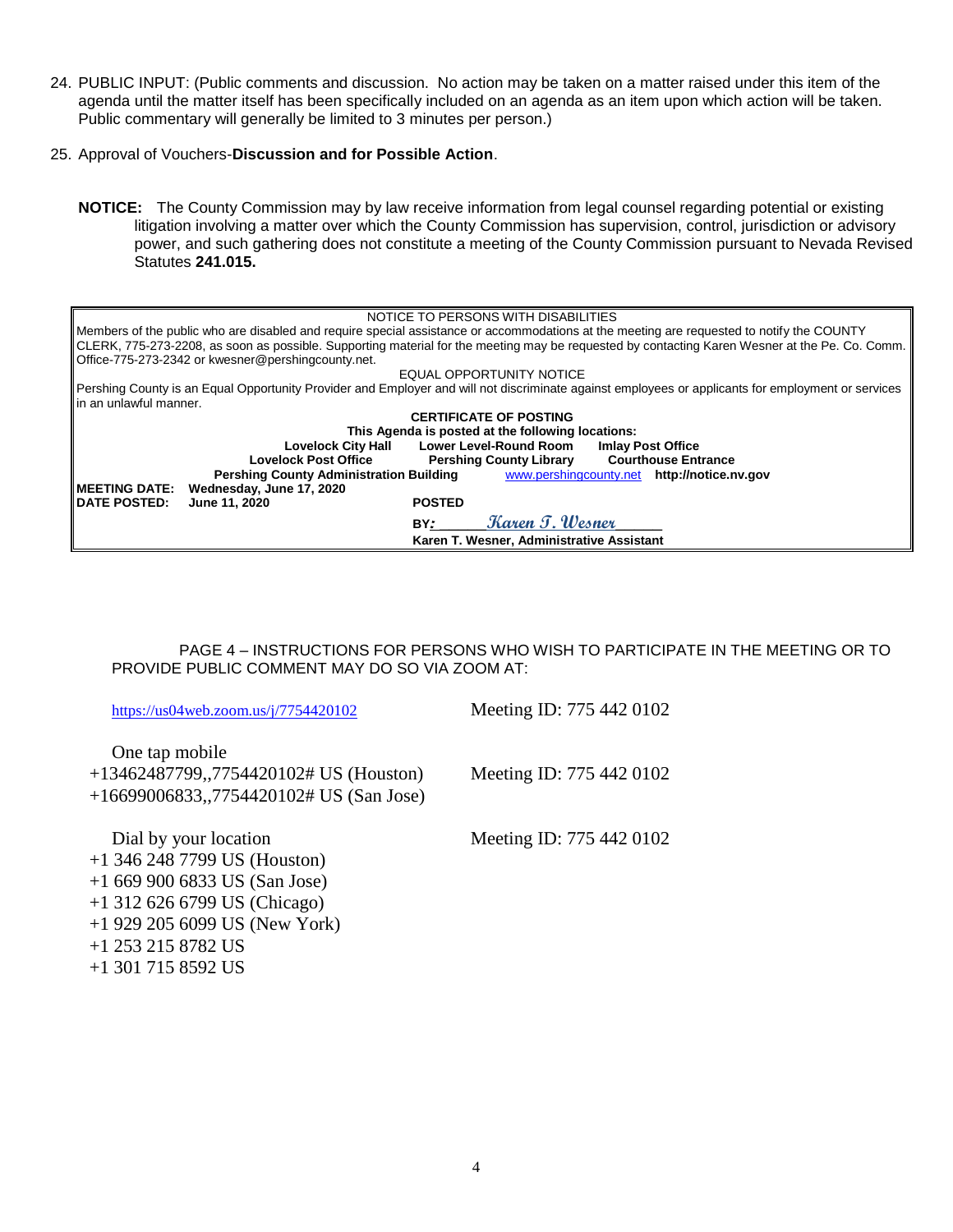24. PUBLIC INPUT: (Public comments and discussion. No action may be taken on a matter raised under this item of the agenda until the matter itself has been specifically included on an agenda as an item upon which action will be taken. Public commentary will generally be limited to 3 minutes per person.)

25. Approval of Vouchers-**Discussion and for Possible Action**.

**NOTICE:** The County Commission may by law receive information from legal counsel regarding potential or existing litigation involving a matter over which the County Commission has supervision, control, jurisdiction or advisory power, and such gathering does not constitute a meeting of the County Commission pursuant to Nevada Revised Statutes **241.015.**

NOTICE TO PERSONS WITH DISABILITIES

Members of the public who are disabled and require special assistance or accommodations at the meeting are requested to notify the COUNTY CLERK, 775-273-2208, as soon as possible. Supporting material for the meeting may be requested by contacting Karen Wesner at the Pe. Co. Comm. Office-775-273-2342 or kwesner@pershingcounty.net.

EQUAL OPPORTUNITY NOTICE

Pershing County is an Equal Opportunity Provider and Employer and will not discriminate against employees or applicants for employment or services in an unlawful manner.

**CERTIFICATE OF POSTING**

**This Agenda is posted at the following locations:**

**Lovelock City Hall** **Lower Level-Round Room** **Imlay Post Office**
**Lovelock Post Office** **Pershing County Library** **Courthouse Entrance**
**Pershing County Administration Building** www.pershingcounty.net **http://notice.nv.gov**

**MEETING DATE:** **Wednesday, June 17, 2020**
**DATE POSTED:** **June 11, 2020** **POSTED**

**BY:** *Karen T. Wesner*

**Karen T. Wesner, Administrative Assistant**

PAGE 4 – INSTRUCTIONS FOR PERSONS WHO WISH TO PARTICIPATE IN THE MEETING OR TO PROVIDE PUBLIC COMMENT MAY DO SO VIA ZOOM AT:

https://us04web.zoom.us/j/7754420102 Meeting ID: 775 442 0102

One tap mobile
+13462487799,,7754420102# US (Houston) Meeting ID: 775 442 0102
+16699006833,,7754420102# US (San Jose)

Dial by your location Meeting ID: 775 442 0102
+1 346 248 7799 US (Houston)
+1 669 900 6833 US (San Jose)
+1 312 626 6799 US (Chicago)
+1 929 205 6099 US (New York)
+1 253 215 8782 US
+1 301 715 8592 US